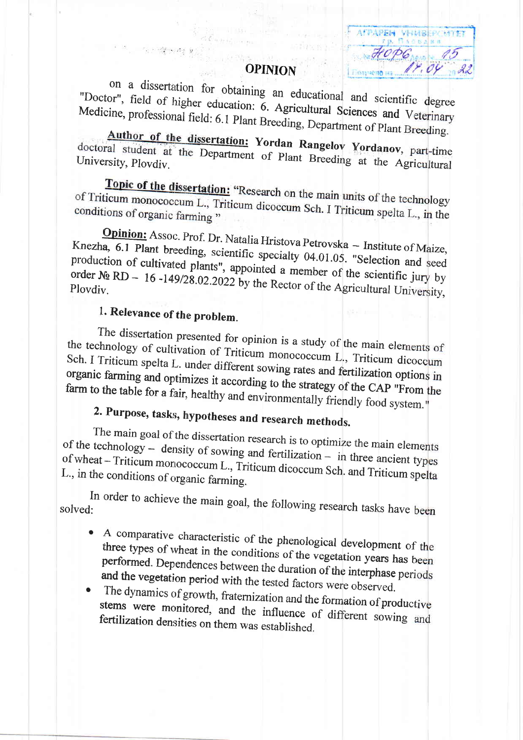# OPINION

on a dissertation for obtaining an educational and scientific degree "Doctor", field of higher education: 6. Agricultural Sciences and Veterinary Medicine, professional field: 6.1 Plant Breeding, Department of Plant Breeding.

**Author of the dissertation:** **Yordan Rangelov Yordanov**, part-time doctoral student at the Department of Plant Breeding at the Agricultural University, Plovdiv.

**Topic of the dissertation:** "Research on the main units of the technology of Triticum monococcum L., Triticum dicoccum Sch. I Triticum spelta L., in the conditions of organic farming "

**Opinion:** Assoc. Prof. Dr. Natalia Hristova Petrovska – Institute of Maize, Knezha, 6.1 Plant breeding, scientific specialty 04.01.05. "Selection and seed production of cultivated plants", appointed a member of the scientific jury by order № RD – 16 -149/28.02.2022 by the Rector of the Agricultural University, Plovdiv.

## 1. Relevance of the problem.

The dissertation presented for opinion is a study of the main elements of the technology of cultivation of Triticum monococcum L., Triticum dicoccum Sch. I Triticum spelta L. under different sowing rates and fertilization options in organic farming and optimizes it according to the strategy of the CAP "From the farm to the table for a fair, healthy and environmentally friendly food system."

## 2. Purpose, tasks, hypotheses and research methods.

The main goal of the dissertation research is to optimize the main elements of the technology – density of sowing and fertilization – in three ancient types of wheat – Triticum monococcum L., Triticum dicoccum Sch. and Triticum spelta L., in the conditions of organic farming.

In order to achieve the main goal, the following research tasks have been solved:

- A comparative characteristic of the phenological development of the three types of wheat in the conditions of the vegetation years has been performed. Dependences between the duration of the interphase periods and the vegetation period with the tested factors were observed.
- The dynamics of growth, fraternization and the formation of productive stems were monitored, and the influence of different sowing and fertilization densities on them was established.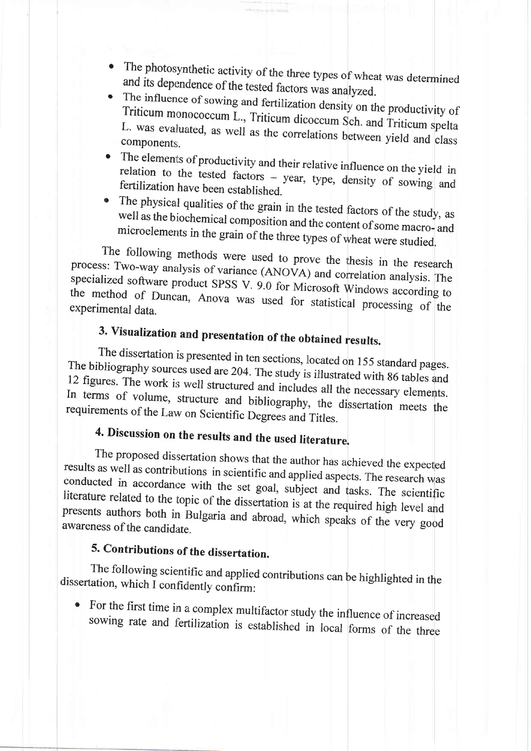- The photosynthetic activity of the three types of wheat was determined and its dependence of the tested factors was analyzed.
- The influence of sowing and fertilization density on the productivity of Triticum monococcum L., Triticum dicoccum Sch. and Triticum spelta L. was evaluated, as well as the correlations between yield and class components.
- The elements of productivity and their relative influence on the yield in relation to the tested factors – year, type, density of sowing and fertilization have been established.
- The physical qualities of the grain in the tested factors of the study, as well as the biochemical composition and the content of some macro- and microelements in the grain of the three types of wheat were studied.

The following methods were used to prove the thesis in the research process: Two-way analysis of variance (ANOVA) and correlation analysis. The specialized software product SPSS V. 9.0 for Microsoft Windows according to the method of Duncan, Anova was used for statistical processing of the experimental data.

## 3. Visualization and presentation of the obtained results.

The dissertation is presented in ten sections, located on 155 standard pages. The bibliography sources used are 204. The study is illustrated with 86 tables and 12 figures. The work is well structured and includes all the necessary elements. In terms of volume, structure and bibliography, the dissertation meets the requirements of the Law on Scientific Degrees and Titles.

## 4. Discussion on the results and the used literature.

The proposed dissertation shows that the author has achieved the expected results as well as contributions in scientific and applied aspects. The research was conducted in accordance with the set goal, subject and tasks. The scientific literature related to the topic of the dissertation is at the required high level and presents authors both in Bulgaria and abroad, which speaks of the very good awareness of the candidate.

## 5. Contributions of the dissertation.

The following scientific and applied contributions can be highlighted in the dissertation, which I confidently confirm:

- For the first time in a complex multifactor study the influence of increased sowing rate and fertilization is established in local forms of the three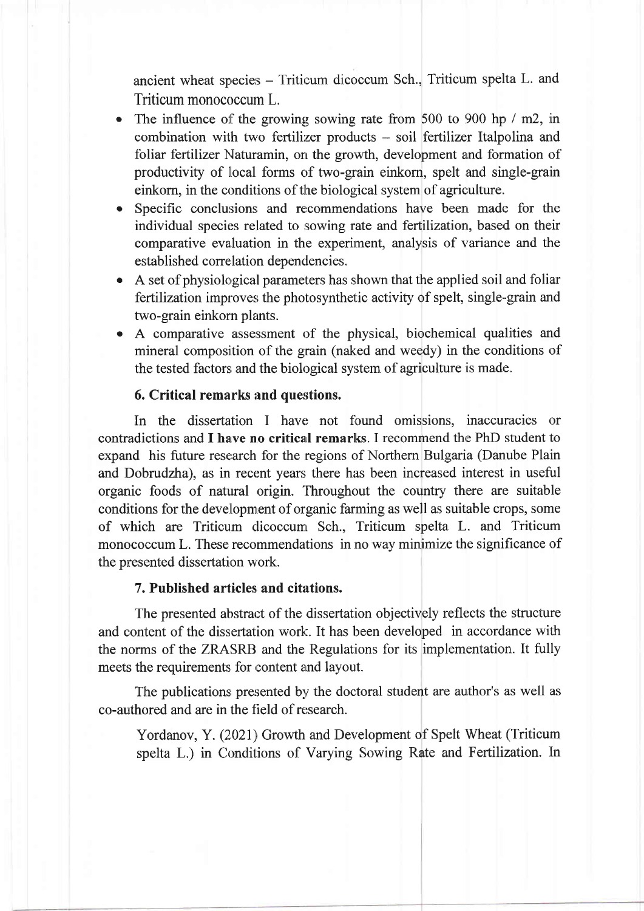ancient wheat species – Triticum dicoccum Sch., Triticum spelta L. and Triticum monococcum L.

- The influence of the growing sowing rate from 500 to 900 hp / m2, in combination with two fertilizer products – soil fertilizer Italpolina and foliar fertilizer Naturamin, on the growth, development and formation of productivity of local forms of two-grain einkorn, spelt and single-grain einkorn, in the conditions of the biological system of agriculture.
- Specific conclusions and recommendations have been made for the individual species related to sowing rate and fertilization, based on their comparative evaluation in the experiment, analysis of variance and the established correlation dependencies.
- A set of physiological parameters has shown that the applied soil and foliar fertilization improves the photosynthetic activity of spelt, single-grain and two-grain einkorn plants.
- A comparative assessment of the physical, biochemical qualities and mineral composition of the grain (naked and weedy) in the conditions of the tested factors and the biological system of agriculture is made.

### 6. Critical remarks and questions.

In the dissertation I have not found omissions, inaccuracies or contradictions and **I have no critical remarks**. I recommend the PhD student to expand his future research for the regions of Northern Bulgaria (Danube Plain and Dobrudzha), as in recent years there has been increased interest in useful organic foods of natural origin. Throughout the country there are suitable conditions for the development of organic farming as well as suitable crops, some of which are Triticum dicoccum Sch., Triticum spelta L. and Triticum monococcum L. These recommendations in no way minimize the significance of the presented dissertation work.

### 7. Published articles and citations.

The presented abstract of the dissertation objectively reflects the structure and content of the dissertation work. It has been developed in accordance with the norms of the ZRASRB and the Regulations for its implementation. It fully meets the requirements for content and layout.

The publications presented by the doctoral student are author's as well as co-authored and are in the field of research.

Yordanov, Y. (2021) Growth and Development of Spelt Wheat (Triticum spelta L.) in Conditions of Varying Sowing Rate and Fertilization. In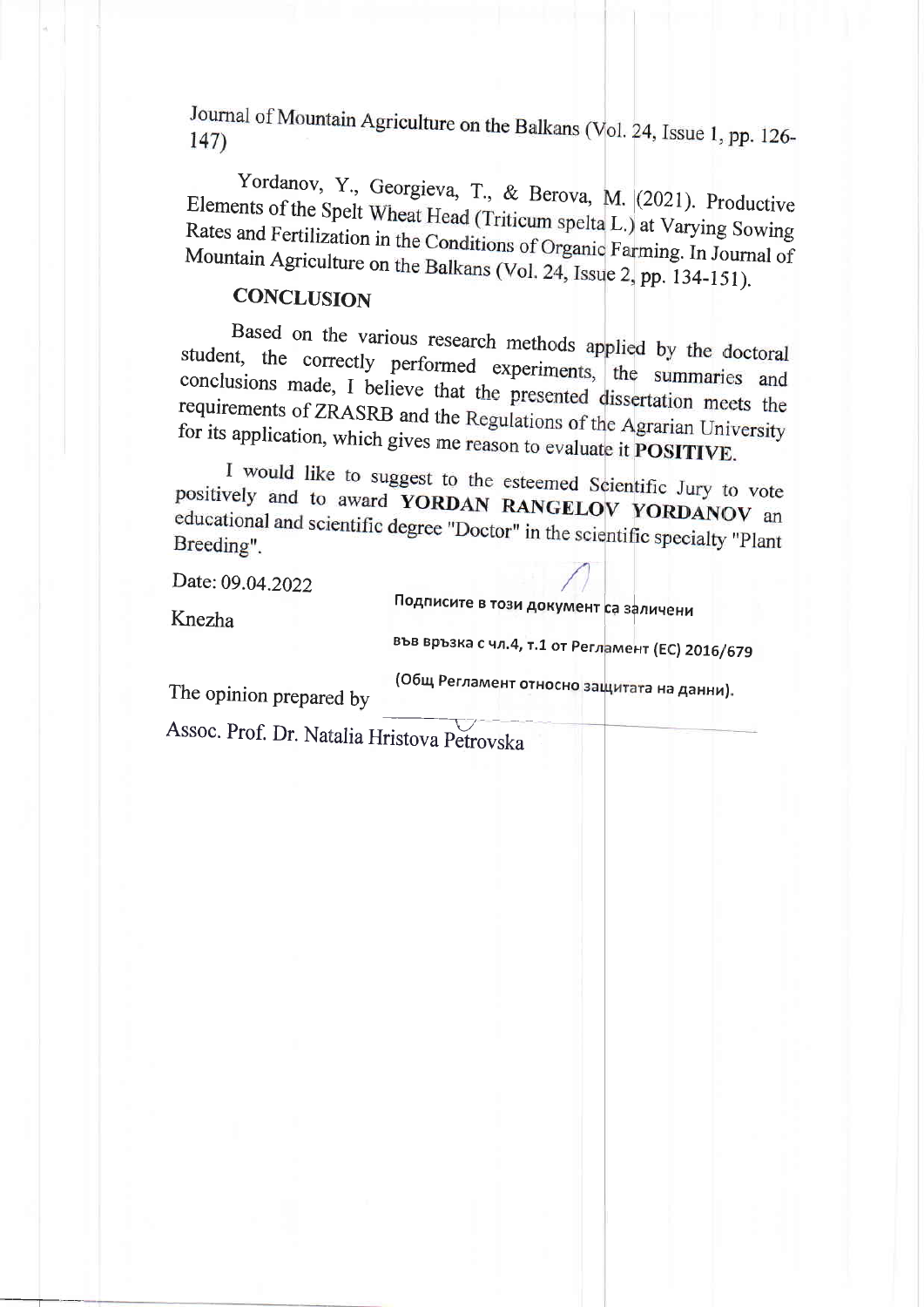Journal of Mountain Agriculture on the Balkans (Vol. 24, Issue 1, pp. 126-147)

Yordanov, Y., Georgieva, T., & Berova, M. (2021). Productive Elements of the Spelt Wheat Head (Triticum spelta L.) at Varying Sowing Rates and Fertilization in the Conditions of Organic Farming. In Journal of Mountain Agriculture on the Balkans (Vol. 24, Issue 2, pp. 134-151).

## CONCLUSION

Based on the various research methods applied by the doctoral student, the correctly performed experiments, the summaries and conclusions made, I believe that the presented dissertation meets the requirements of ZRASRB and the Regulations of the Agrarian University for its application, which gives me reason to evaluate it **POSITIVE**.

I would like to suggest to the esteemed Scientific Jury to vote positively and to award **YORDAN RANGELOV YORDANOV** an educational and scientific degree "Doctor" in the scientific specialty "Plant Breeding".

Date: 09.04.2022

Knezha

Подписите в този документ са заличени

във връзка с чл.4, т.1 от Регламент (ЕС) 2016/679

(Общ Регламент относно защитата на данни).

The opinion prepared by

Assoc. Prof. Dr. Natalia Hristova Petrovska